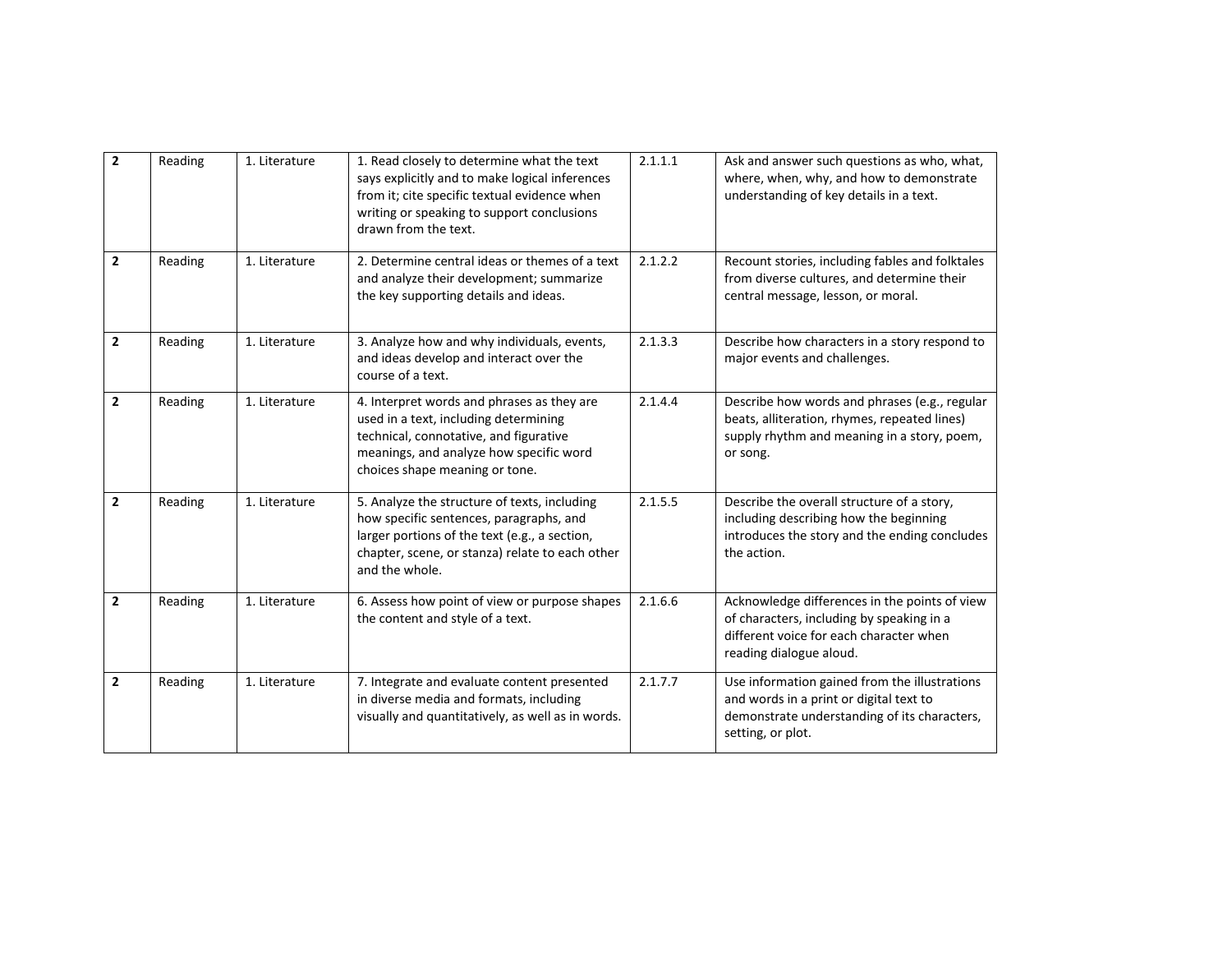| | | | | | |
|---|---|---|---|---|---|
| **2** | Reading | 1. Literature | 1. Read closely to determine what the text says explicitly and to make logical inferences from it; cite specific textual evidence when writing or speaking to support conclusions drawn from the text. | 2.1.1.1 | Ask and answer such questions as who, what, where, when, why, and how to demonstrate understanding of key details in a text. |
| **2** | Reading | 1. Literature | 2. Determine central ideas or themes of a text and analyze their development; summarize the key supporting details and ideas. | 2.1.2.2 | Recount stories, including fables and folktales from diverse cultures, and determine their central message, lesson, or moral. |
| **2** | Reading | 1. Literature | 3. Analyze how and why individuals, events, and ideas develop and interact over the course of a text. | 2.1.3.3 | Describe how characters in a story respond to major events and challenges. |
| **2** | Reading | 1. Literature | 4. Interpret words and phrases as they are used in a text, including determining technical, connotative, and figurative meanings, and analyze how specific word choices shape meaning or tone. | 2.1.4.4 | Describe how words and phrases (e.g., regular beats, alliteration, rhymes, repeated lines) supply rhythm and meaning in a story, poem, or song. |
| **2** | Reading | 1. Literature | 5. Analyze the structure of texts, including how specific sentences, paragraphs, and larger portions of the text (e.g., a section, chapter, scene, or stanza) relate to each other and the whole. | 2.1.5.5 | Describe the overall structure of a story, including describing how the beginning introduces the story and the ending concludes the action. |
| **2** | Reading | 1. Literature | 6. Assess how point of view or purpose shapes the content and style of a text. | 2.1.6.6 | Acknowledge differences in the points of view of characters, including by speaking in a different voice for each character when reading dialogue aloud. |
| **2** | Reading | 1. Literature | 7. Integrate and evaluate content presented in diverse media and formats, including visually and quantitatively, as well as in words. | 2.1.7.7 | Use information gained from the illustrations and words in a print or digital text to demonstrate understanding of its characters, setting, or plot. |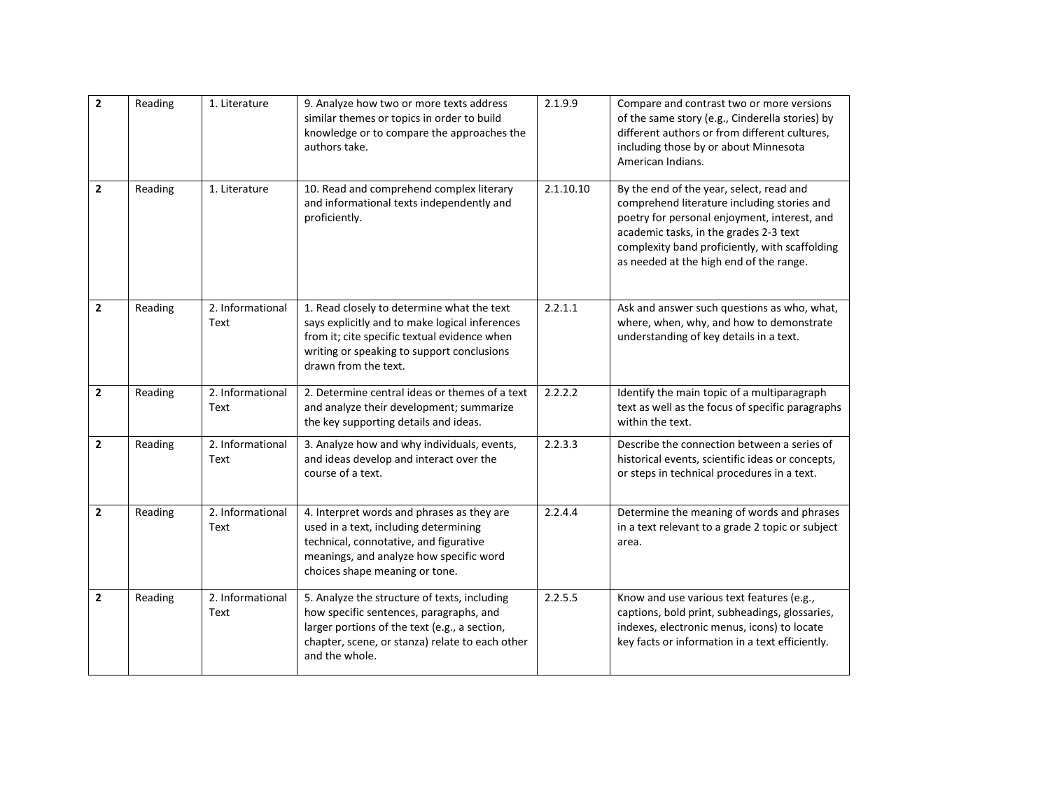| | | | | | |
|---|---|---|---|---|---|
| **2** | Reading | 1. Literature | 9. Analyze how two or more texts address similar themes or topics in order to build knowledge or to compare the approaches the authors take. | 2.1.9.9 | Compare and contrast two or more versions of the same story (e.g., Cinderella stories) by different authors or from different cultures, including those by or about Minnesota American Indians. |
| **2** | Reading | 1. Literature | 10. Read and comprehend complex literary and informational texts independently and proficiently. | 2.1.10.10 | By the end of the year, select, read and comprehend literature including stories and poetry for personal enjoyment, interest, and academic tasks, in the grades 2-3 text complexity band proficiently, with scaffolding as needed at the high end of the range. |
| **2** | Reading | 2. Informational Text | 1. Read closely to determine what the text says explicitly and to make logical inferences from it; cite specific textual evidence when writing or speaking to support conclusions drawn from the text. | 2.2.1.1 | Ask and answer such questions as who, what, where, when, why, and how to demonstrate understanding of key details in a text. |
| **2** | Reading | 2. Informational Text | 2. Determine central ideas or themes of a text and analyze their development; summarize the key supporting details and ideas. | 2.2.2.2 | Identify the main topic of a multiparagraph text as well as the focus of specific paragraphs within the text. |
| **2** | Reading | 2. Informational Text | 3. Analyze how and why individuals, events, and ideas develop and interact over the course of a text. | 2.2.3.3 | Describe the connection between a series of historical events, scientific ideas or concepts, or steps in technical procedures in a text. |
| **2** | Reading | 2. Informational Text | 4. Interpret words and phrases as they are used in a text, including determining technical, connotative, and figurative meanings, and analyze how specific word choices shape meaning or tone. | 2.2.4.4 | Determine the meaning of words and phrases in a text relevant to a grade 2 topic or subject area. |
| **2** | Reading | 2. Informational Text | 5. Analyze the structure of texts, including how specific sentences, paragraphs, and larger portions of the text (e.g., a section, chapter, scene, or stanza) relate to each other and the whole. | 2.2.5.5 | Know and use various text features (e.g., captions, bold print, subheadings, glossaries, indexes, electronic menus, icons) to locate key facts or information in a text efficiently. |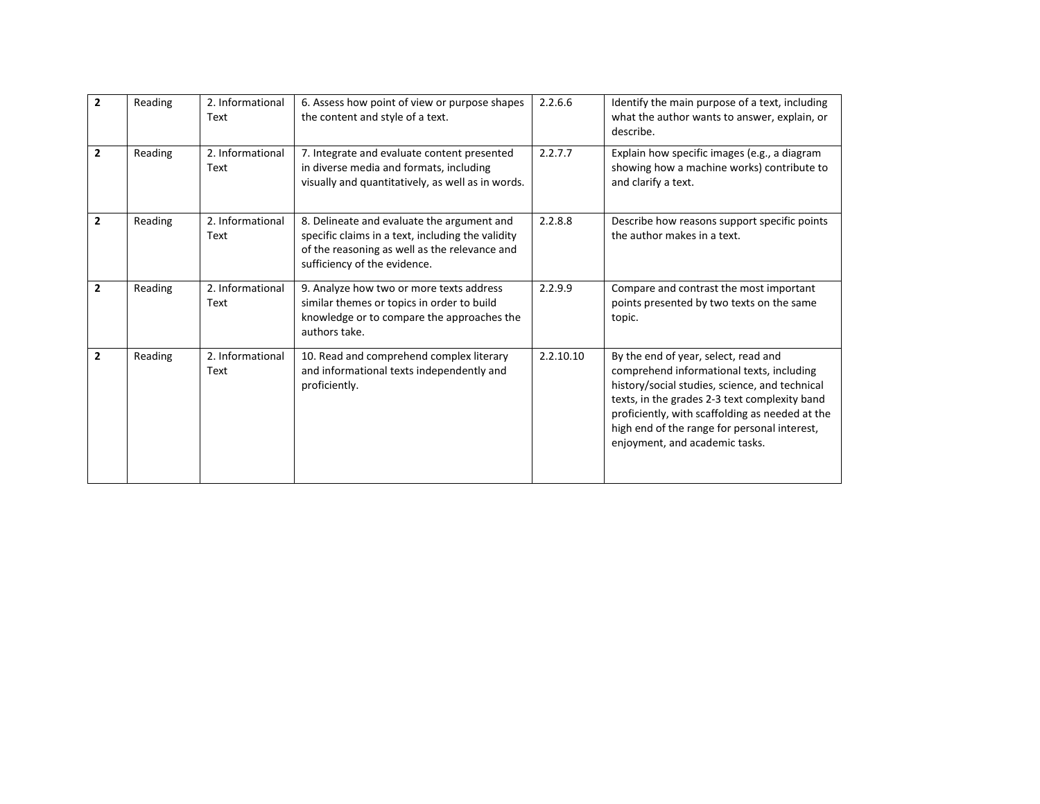| | | | | | |
|---|---|---|---|---|---|
| **2** | Reading | 2. Informational Text | 6. Assess how point of view or purpose shapes the content and style of a text. | 2.2.6.6 | Identify the main purpose of a text, including what the author wants to answer, explain, or describe. |
| **2** | Reading | 2. Informational Text | 7. Integrate and evaluate content presented in diverse media and formats, including visually and quantitatively, as well as in words. | 2.2.7.7 | Explain how specific images (e.g., a diagram showing how a machine works) contribute to and clarify a text. |
| **2** | Reading | 2. Informational Text | 8. Delineate and evaluate the argument and specific claims in a text, including the validity of the reasoning as well as the relevance and sufficiency of the evidence. | 2.2.8.8 | Describe how reasons support specific points the author makes in a text. |
| **2** | Reading | 2. Informational Text | 9. Analyze how two or more texts address similar themes or topics in order to build knowledge or to compare the approaches the authors take. | 2.2.9.9 | Compare and contrast the most important points presented by two texts on the same topic. |
| **2** | Reading | 2. Informational Text | 10. Read and comprehend complex literary and informational texts independently and proficiently. | 2.2.10.10 | By the end of year, select, read and comprehend informational texts, including history/social studies, science, and technical texts, in the grades 2-3 text complexity band proficiently, with scaffolding as needed at the high end of the range for personal interest, enjoyment, and academic tasks. |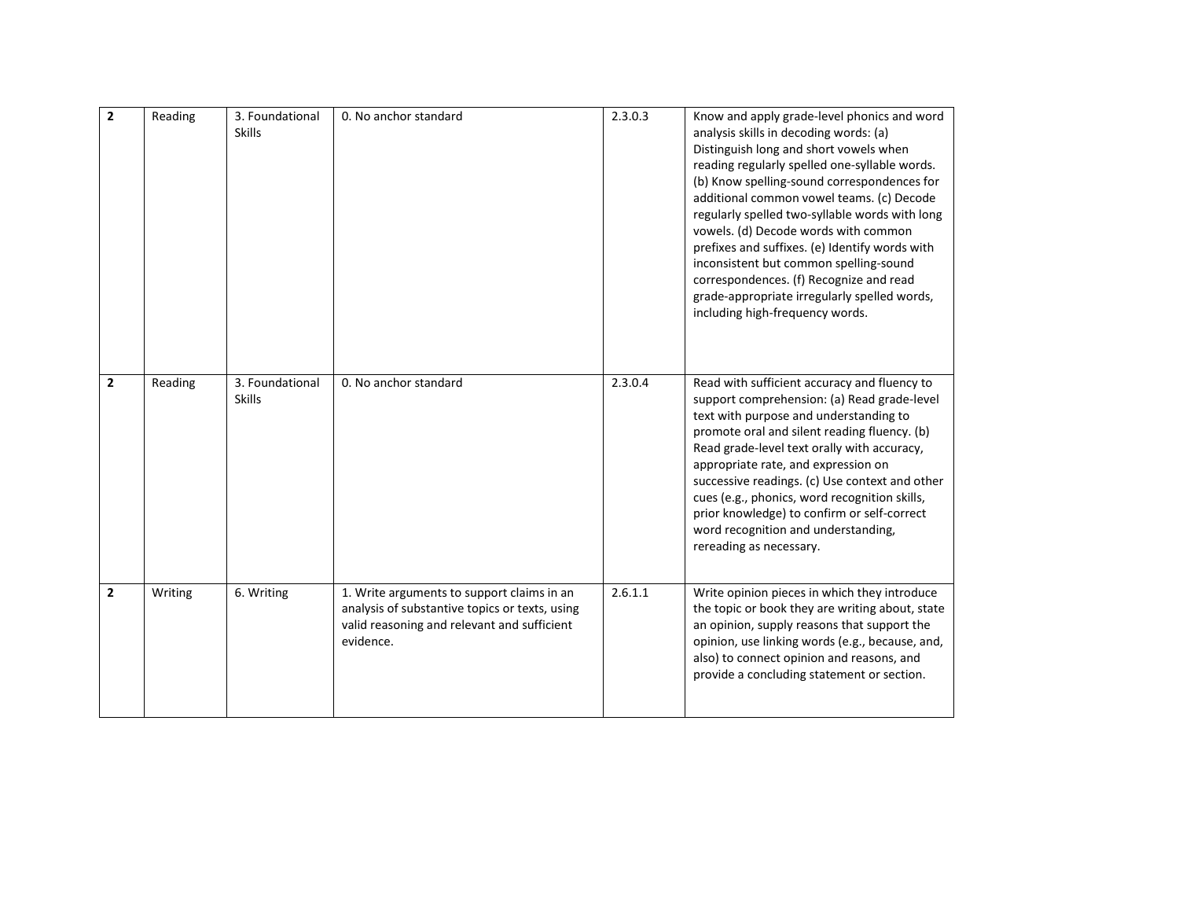| | | | | | |
|---|---|---|---|---|---|
| **2** | Reading | 3. Foundational Skills | 0. No anchor standard | 2.3.0.3 | Know and apply grade-level phonics and word analysis skills in decoding words: (a) Distinguish long and short vowels when reading regularly spelled one-syllable words. (b) Know spelling-sound correspondences for additional common vowel teams. (c) Decode regularly spelled two-syllable words with long vowels. (d) Decode words with common prefixes and suffixes. (e) Identify words with inconsistent but common spelling-sound correspondences. (f) Recognize and read grade-appropriate irregularly spelled words, including high-frequency words. |
| **2** | Reading | 3. Foundational Skills | 0. No anchor standard | 2.3.0.4 | Read with sufficient accuracy and fluency to support comprehension: (a) Read grade-level text with purpose and understanding to promote oral and silent reading fluency. (b) Read grade-level text orally with accuracy, appropriate rate, and expression on successive readings. (c) Use context and other cues (e.g., phonics, word recognition skills, prior knowledge) to confirm or self-correct word recognition and understanding, rereading as necessary. |
| **2** | Writing | 6. Writing | 1. Write arguments to support claims in an analysis of substantive topics or texts, using valid reasoning and relevant and sufficient evidence. | 2.6.1.1 | Write opinion pieces in which they introduce the topic or book they are writing about, state an opinion, supply reasons that support the opinion, use linking words (e.g., because, and, also) to connect opinion and reasons, and provide a concluding statement or section. |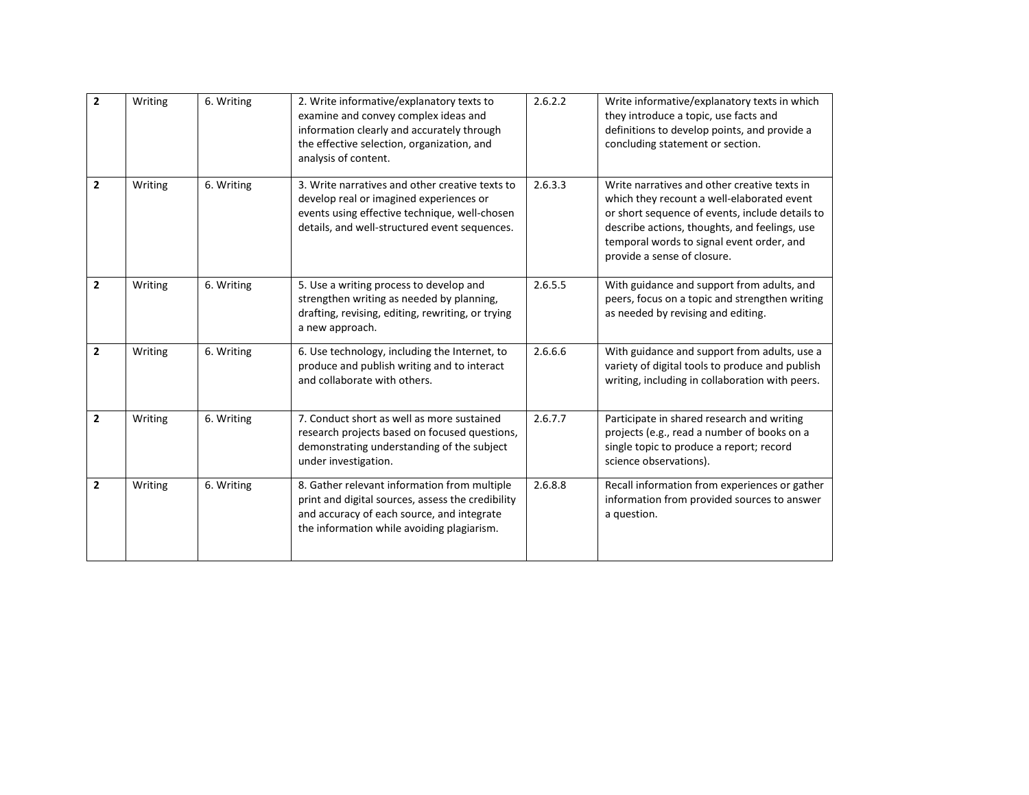| | | | | | |
|---|---|---|---|---|---|
| **2** | Writing | 6. Writing | 2. Write informative/explanatory texts to examine and convey complex ideas and information clearly and accurately through the effective selection, organization, and analysis of content. | 2.6.2.2 | Write informative/explanatory texts in which they introduce a topic, use facts and definitions to develop points, and provide a concluding statement or section. |
| **2** | Writing | 6. Writing | 3. Write narratives and other creative texts to develop real or imagined experiences or events using effective technique, well-chosen details, and well-structured event sequences. | 2.6.3.3 | Write narratives and other creative texts in which they recount a well-elaborated event or short sequence of events, include details to describe actions, thoughts, and feelings, use temporal words to signal event order, and provide a sense of closure. |
| **2** | Writing | 6. Writing | 5. Use a writing process to develop and strengthen writing as needed by planning, drafting, revising, editing, rewriting, or trying a new approach. | 2.6.5.5 | With guidance and support from adults, and peers, focus on a topic and strengthen writing as needed by revising and editing. |
| **2** | Writing | 6. Writing | 6. Use technology, including the Internet, to produce and publish writing and to interact and collaborate with others. | 2.6.6.6 | With guidance and support from adults, use a variety of digital tools to produce and publish writing, including in collaboration with peers. |
| **2** | Writing | 6. Writing | 7. Conduct short as well as more sustained research projects based on focused questions, demonstrating understanding of the subject under investigation. | 2.6.7.7 | Participate in shared research and writing projects (e.g., read a number of books on a single topic to produce a report; record science observations). |
| **2** | Writing | 6. Writing | 8. Gather relevant information from multiple print and digital sources, assess the credibility and accuracy of each source, and integrate the information while avoiding plagiarism. | 2.6.8.8 | Recall information from experiences or gather information from provided sources to answer a question. |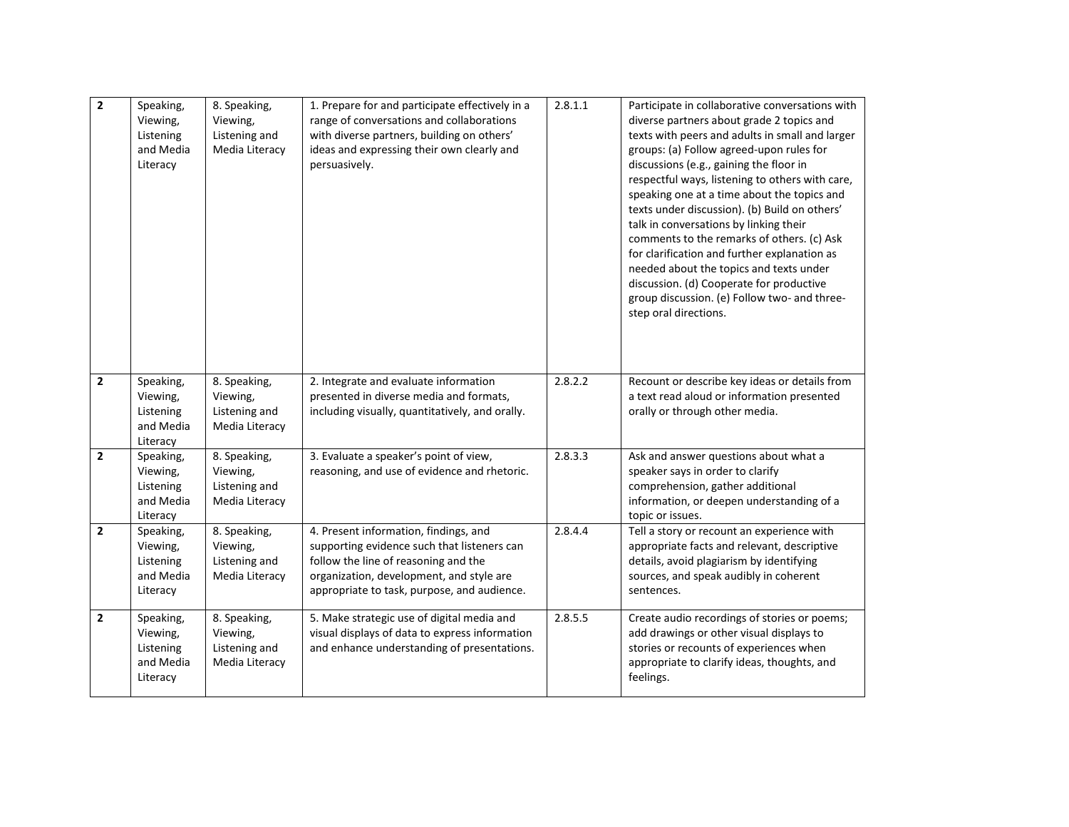| | | | | | |
|---|---|---|---|---|---|
| **2** | Speaking, Viewing, Listening and Media Literacy | 8. Speaking, Viewing, Listening and Media Literacy | 1. Prepare for and participate effectively in a range of conversations and collaborations with diverse partners, building on others' ideas and expressing their own clearly and persuasively. | 2.8.1.1 | Participate in collaborative conversations with diverse partners about grade 2 topics and texts with peers and adults in small and larger groups: (a) Follow agreed-upon rules for discussions (e.g., gaining the floor in respectful ways, listening to others with care, speaking one at a time about the topics and texts under discussion). (b) Build on others' talk in conversations by linking their comments to the remarks of others. (c) Ask for clarification and further explanation as needed about the topics and texts under discussion. (d) Cooperate for productive group discussion. (e) Follow two- and three-step oral directions. |
| **2** | Speaking, Viewing, Listening and Media Literacy | 8. Speaking, Viewing, Listening and Media Literacy | 2. Integrate and evaluate information presented in diverse media and formats, including visually, quantitatively, and orally. | 2.8.2.2 | Recount or describe key ideas or details from a text read aloud or information presented orally or through other media. |
| **2** | Speaking, Viewing, Listening and Media Literacy | 8. Speaking, Viewing, Listening and Media Literacy | 3. Evaluate a speaker's point of view, reasoning, and use of evidence and rhetoric. | 2.8.3.3 | Ask and answer questions about what a speaker says in order to clarify comprehension, gather additional information, or deepen understanding of a topic or issues. |
| **2** | Speaking, Viewing, Listening and Media Literacy | 8. Speaking, Viewing, Listening and Media Literacy | 4. Present information, findings, and supporting evidence such that listeners can follow the line of reasoning and the organization, development, and style are appropriate to task, purpose, and audience. | 2.8.4.4 | Tell a story or recount an experience with appropriate facts and relevant, descriptive details, avoid plagiarism by identifying sources, and speak audibly in coherent sentences. |
| **2** | Speaking, Viewing, Listening and Media Literacy | 8. Speaking, Viewing, Listening and Media Literacy | 5. Make strategic use of digital media and visual displays of data to express information and enhance understanding of presentations. | 2.8.5.5 | Create audio recordings of stories or poems; add drawings or other visual displays to stories or recounts of experiences when appropriate to clarify ideas, thoughts, and feelings. |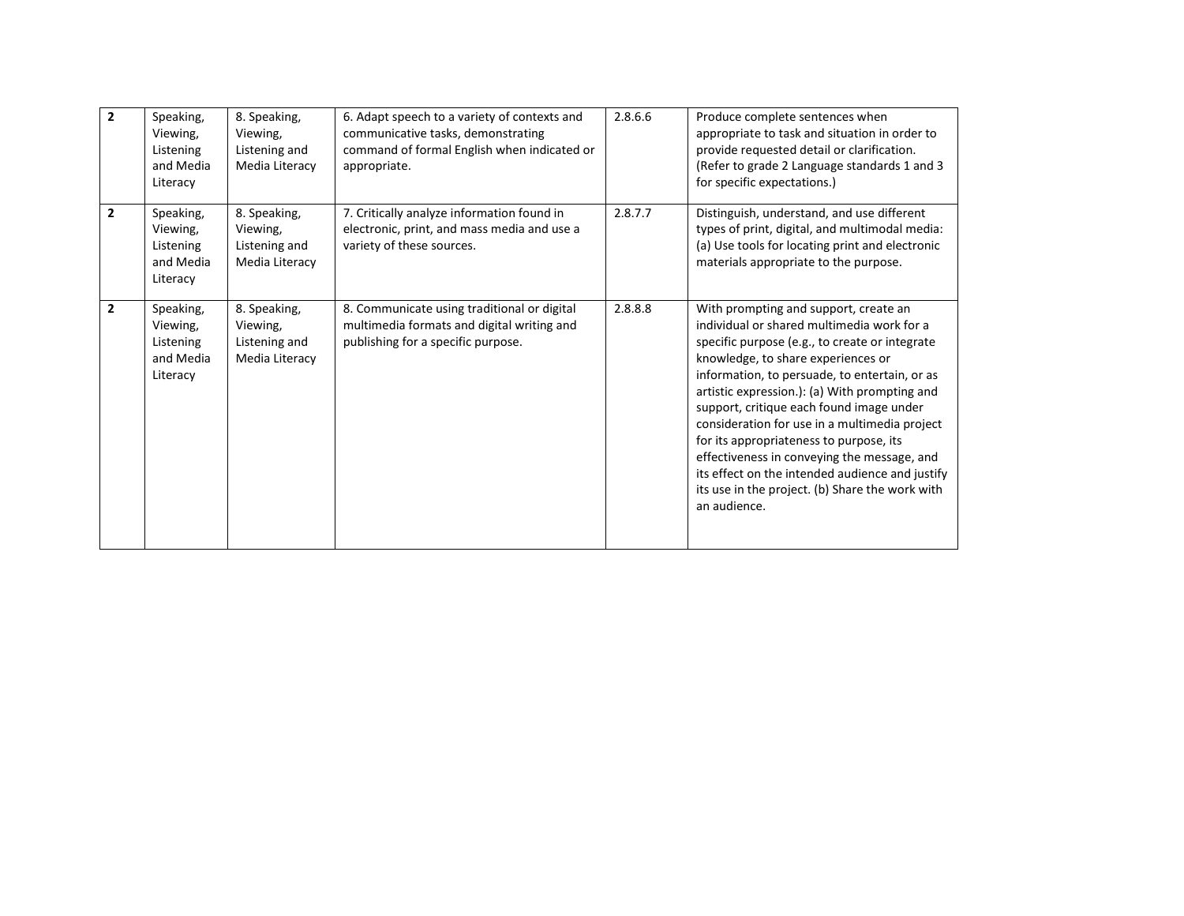| | | | | | |
|---|---|---|---|---|---|
| **2** | Speaking, Viewing, Listening and Media Literacy | 8. Speaking, Viewing, Listening and Media Literacy | 6. Adapt speech to a variety of contexts and communicative tasks, demonstrating command of formal English when indicated or appropriate. | 2.8.6.6 | Produce complete sentences when appropriate to task and situation in order to provide requested detail or clarification. (Refer to grade 2 Language standards 1 and 3 for specific expectations.) |
| **2** | Speaking, Viewing, Listening and Media Literacy | 8. Speaking, Viewing, Listening and Media Literacy | 7. Critically analyze information found in electronic, print, and mass media and use a variety of these sources. | 2.8.7.7 | Distinguish, understand, and use different types of print, digital, and multimodal media: (a) Use tools for locating print and electronic materials appropriate to the purpose. |
| **2** | Speaking, Viewing, Listening and Media Literacy | 8. Speaking, Viewing, Listening and Media Literacy | 8. Communicate using traditional or digital multimedia formats and digital writing and publishing for a specific purpose. | 2.8.8.8 | With prompting and support, create an individual or shared multimedia work for a specific purpose (e.g., to create or integrate knowledge, to share experiences or information, to persuade, to entertain, or as artistic expression.): (a) With prompting and support, critique each found image under consideration for use in a multimedia project for its appropriateness to purpose, its effectiveness in conveying the message, and its effect on the intended audience and justify its use in the project. (b) Share the work with an audience. |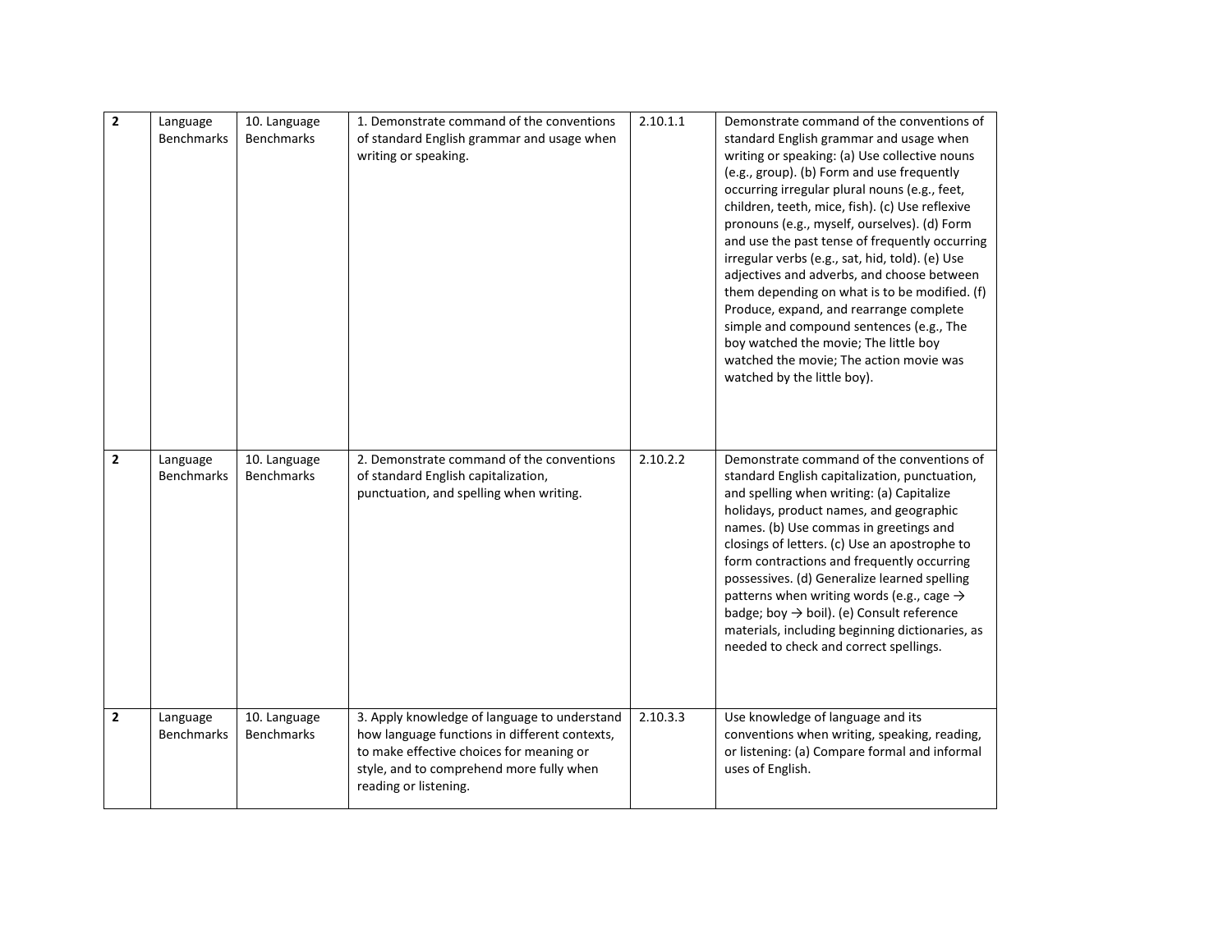| | | | | | |
|---|---|---|---|---|---|
| **2** | Language Benchmarks | 10. Language Benchmarks | 1. Demonstrate command of the conventions of standard English grammar and usage when writing or speaking. | 2.10.1.1 | Demonstrate command of the conventions of standard English grammar and usage when writing or speaking: (a) Use collective nouns (e.g., group). (b) Form and use frequently occurring irregular plural nouns (e.g., feet, children, teeth, mice, fish). (c) Use reflexive pronouns (e.g., myself, ourselves). (d) Form and use the past tense of frequently occurring irregular verbs (e.g., sat, hid, told). (e) Use adjectives and adverbs, and choose between them depending on what is to be modified. (f) Produce, expand, and rearrange complete simple and compound sentences (e.g., The boy watched the movie; The little boy watched the movie; The action movie was watched by the little boy). |
| **2** | Language Benchmarks | 10. Language Benchmarks | 2. Demonstrate command of the conventions of standard English capitalization, punctuation, and spelling when writing. | 2.10.2.2 | Demonstrate command of the conventions of standard English capitalization, punctuation, and spelling when writing: (a) Capitalize holidays, product names, and geographic names. (b) Use commas in greetings and closings of letters. (c) Use an apostrophe to form contractions and frequently occurring possessives. (d) Generalize learned spelling patterns when writing words (e.g., cage → badge; boy → boil). (e) Consult reference materials, including beginning dictionaries, as needed to check and correct spellings. |
| **2** | Language Benchmarks | 10. Language Benchmarks | 3. Apply knowledge of language to understand how language functions in different contexts, to make effective choices for meaning or style, and to comprehend more fully when reading or listening. | 2.10.3.3 | Use knowledge of language and its conventions when writing, speaking, reading, or listening: (a) Compare formal and informal uses of English. |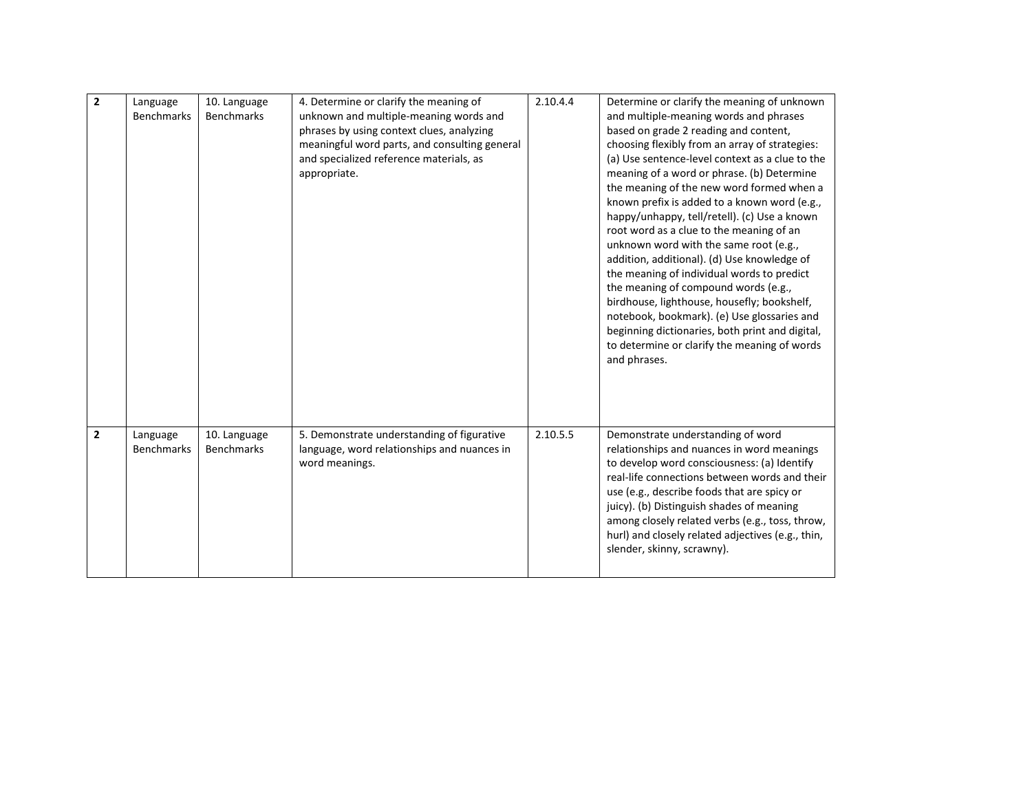| | | | | | |
|---|---|---|---|---|---|
| **2** | Language Benchmarks | 10. Language Benchmarks | 4. Determine or clarify the meaning of unknown and multiple-meaning words and phrases by using context clues, analyzing meaningful word parts, and consulting general and specialized reference materials, as appropriate. | 2.10.4.4 | Determine or clarify the meaning of unknown and multiple-meaning words and phrases based on grade 2 reading and content, choosing flexibly from an array of strategies: (a) Use sentence-level context as a clue to the meaning of a word or phrase. (b) Determine the meaning of the new word formed when a known prefix is added to a known word (e.g., happy/unhappy, tell/retell). (c) Use a known root word as a clue to the meaning of an unknown word with the same root (e.g., addition, additional). (d) Use knowledge of the meaning of individual words to predict the meaning of compound words (e.g., birdhouse, lighthouse, housefly; bookshelf, notebook, bookmark). (e) Use glossaries and beginning dictionaries, both print and digital, to determine or clarify the meaning of words and phrases. |
| **2** | Language Benchmarks | 10. Language Benchmarks | 5. Demonstrate understanding of figurative language, word relationships and nuances in word meanings. | 2.10.5.5 | Demonstrate understanding of word relationships and nuances in word meanings to develop word consciousness: (a) Identify real-life connections between words and their use (e.g., describe foods that are spicy or juicy). (b) Distinguish shades of meaning among closely related verbs (e.g., toss, throw, hurl) and closely related adjectives (e.g., thin, slender, skinny, scrawny). |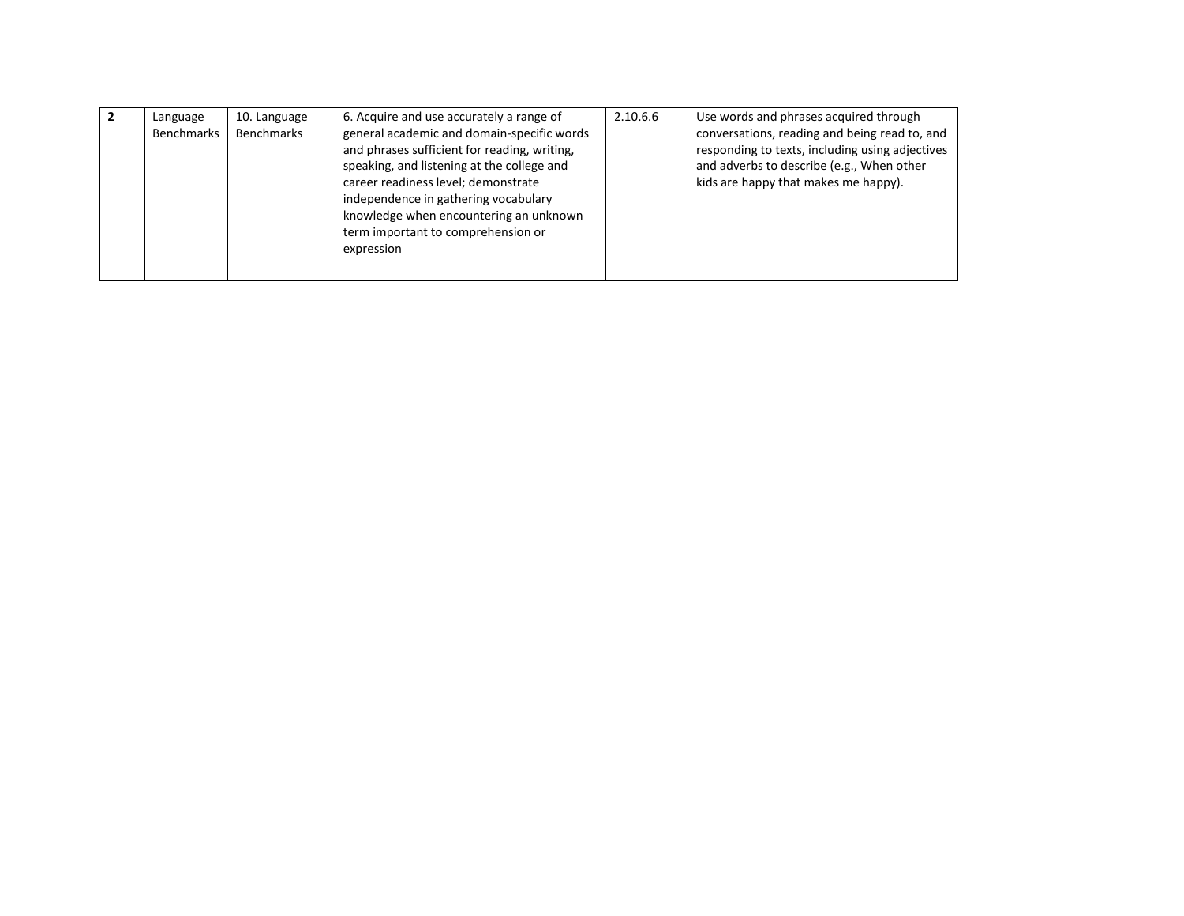| | | | | | |
|---|---|---|---|---|---|
| **2** | Language Benchmarks | 10. Language Benchmarks | 6. Acquire and use accurately a range of general academic and domain-specific words and phrases sufficient for reading, writing, speaking, and listening at the college and career readiness level; demonstrate independence in gathering vocabulary knowledge when encountering an unknown term important to comprehension or expression | 2.10.6.6 | Use words and phrases acquired through conversations, reading and being read to, and responding to texts, including using adjectives and adverbs to describe (e.g., When other kids are happy that makes me happy). |